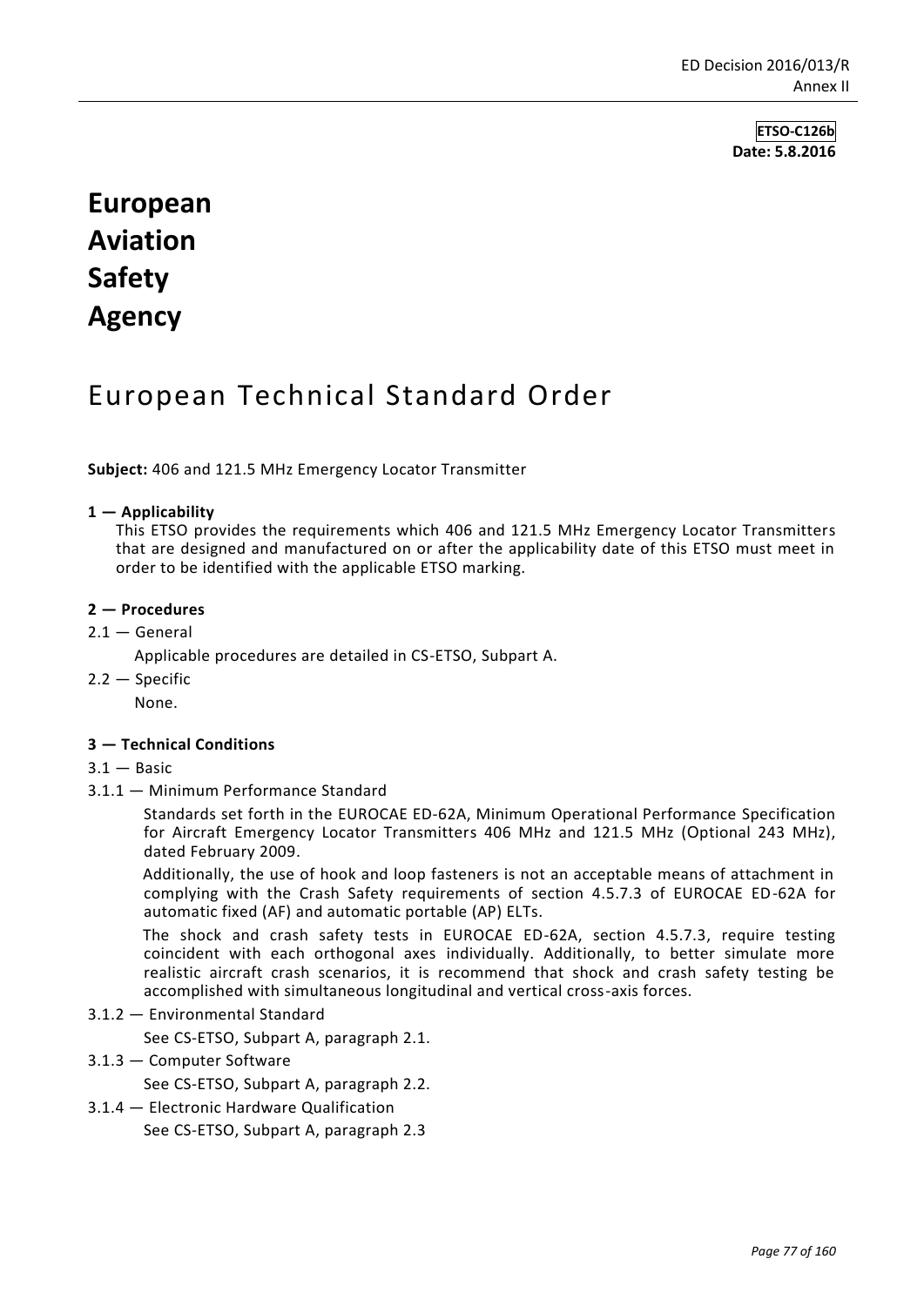**ETSO-C126b**
**Date: 5.8.2016**

# European Aviation Safety Agency

## European Technical Standard Order

**Subject:** 406 and 121.5 MHz Emergency Locator Transmitter

**1 — Applicability**

This ETSO provides the requirements which 406 and 121.5 MHz Emergency Locator Transmitters that are designed and manufactured on or after the applicability date of this ETSO must meet in order to be identified with the applicable ETSO marking.

**2 — Procedures**

2.1 — General

Applicable procedures are detailed in CS-ETSO, Subpart A.

2.2 — Specific

None.

**3 — Technical Conditions**

3.1 — Basic

3.1.1 — Minimum Performance Standard

Standards set forth in the EUROCAE ED-62A, Minimum Operational Performance Specification for Aircraft Emergency Locator Transmitters 406 MHz and 121.5 MHz (Optional 243 MHz), dated February 2009.

Additionally, the use of hook and loop fasteners is not an acceptable means of attachment in complying with the Crash Safety requirements of section 4.5.7.3 of EUROCAE ED-62A for automatic fixed (AF) and automatic portable (AP) ELTs.

The shock and crash safety tests in EUROCAE ED-62A, section 4.5.7.3, require testing coincident with each orthogonal axes individually. Additionally, to better simulate more realistic aircraft crash scenarios, it is recommend that shock and crash safety testing be accomplished with simultaneous longitudinal and vertical cross-axis forces.

3.1.2 — Environmental Standard

See CS-ETSO, Subpart A, paragraph 2.1.

3.1.3 — Computer Software

See CS-ETSO, Subpart A, paragraph 2.2.

3.1.4 — Electronic Hardware Qualification

See CS-ETSO, Subpart A, paragraph 2.3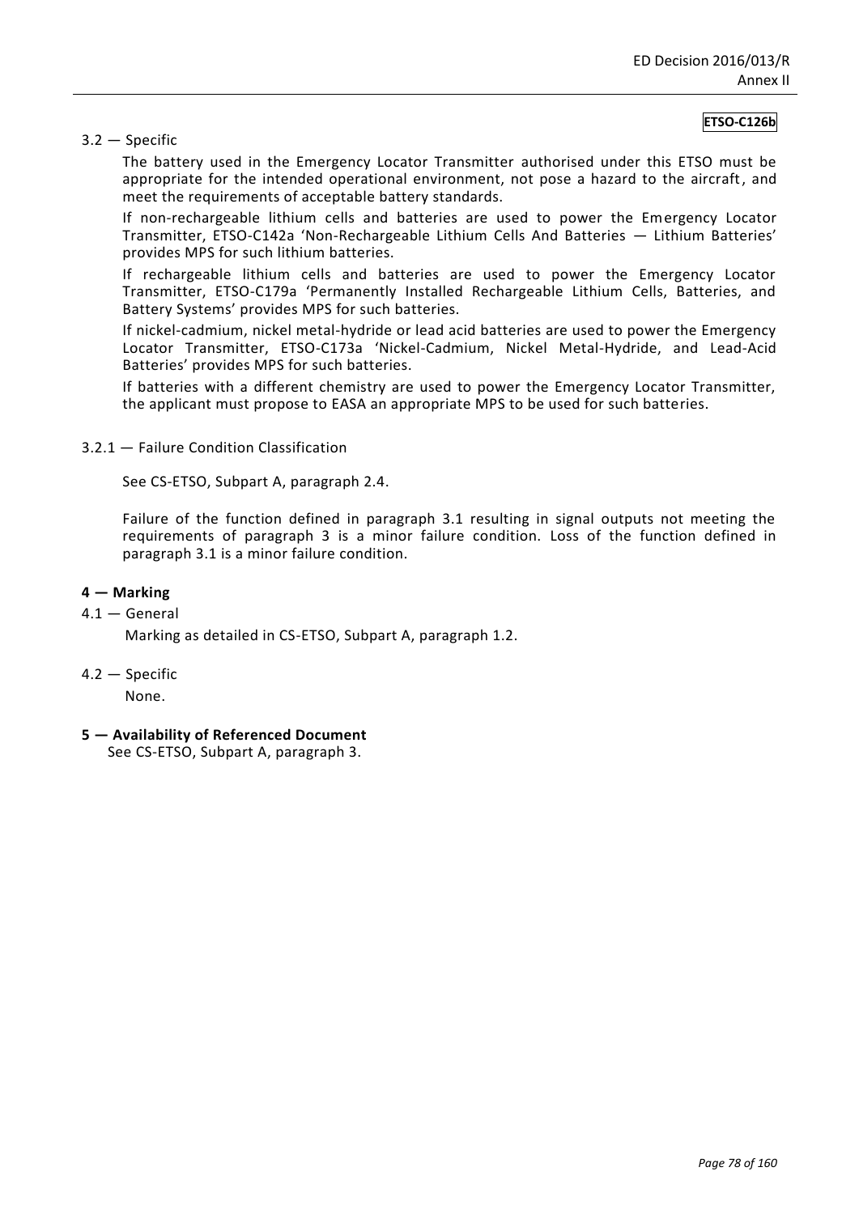**ETSO-C126b**

3.2 — Specific

The battery used in the Emergency Locator Transmitter authorised under this ETSO must be appropriate for the intended operational environment, not pose a hazard to the aircraft, and meet the requirements of acceptable battery standards.

If non-rechargeable lithium cells and batteries are used to power the Emergency Locator Transmitter, ETSO-C142a 'Non-Rechargeable Lithium Cells And Batteries — Lithium Batteries' provides MPS for such lithium batteries.

If rechargeable lithium cells and batteries are used to power the Emergency Locator Transmitter, ETSO-C179a 'Permanently Installed Rechargeable Lithium Cells, Batteries, and Battery Systems' provides MPS for such batteries.

If nickel-cadmium, nickel metal-hydride or lead acid batteries are used to power the Emergency Locator Transmitter, ETSO-C173a 'Nickel-Cadmium, Nickel Metal-Hydride, and Lead-Acid Batteries' provides MPS for such batteries.

If batteries with a different chemistry are used to power the Emergency Locator Transmitter, the applicant must propose to EASA an appropriate MPS to be used for such batteries.

3.2.1 — Failure Condition Classification

See CS-ETSO, Subpart A, paragraph 2.4.

Failure of the function defined in paragraph 3.1 resulting in signal outputs not meeting the requirements of paragraph 3 is a minor failure condition. Loss of the function defined in paragraph 3.1 is a minor failure condition.

## 4 — Marking

4.1 — General

Marking as detailed in CS-ETSO, Subpart A, paragraph 1.2.

4.2 — Specific

None.

## 5 — Availability of Referenced Document

See CS-ETSO, Subpart A, paragraph 3.